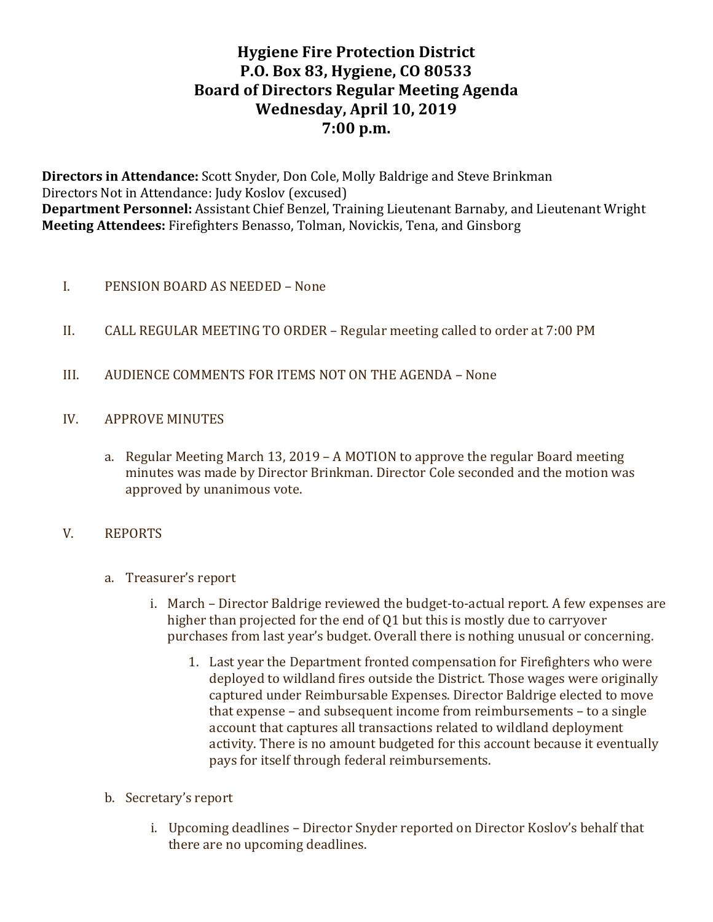# Hygiene Fire Protection District
# P.O. Box 83, Hygiene, CO 80533
# Board of Directors Regular Meeting Agenda
# Wednesday, April 10, 2019
# 7:00 p.m.

**Directors in Attendance:** Scott Snyder, Don Cole, Molly Baldrige and Steve Brinkman
Directors Not in Attendance: Judy Koslov (excused)
**Department Personnel:** Assistant Chief Benzel, Training Lieutenant Barnaby, and Lieutenant Wright
**Meeting Attendees:** Firefighters Benasso, Tolman, Novickis, Tena, and Ginsborg

I. PENSION BOARD AS NEEDED – None

II. CALL REGULAR MEETING TO ORDER – Regular meeting called to order at 7:00 PM

III. AUDIENCE COMMENTS FOR ITEMS NOT ON THE AGENDA – None

IV. APPROVE MINUTES

   a. Regular Meeting March 13, 2019 – A MOTION to approve the regular Board meeting minutes was made by Director Brinkman. Director Cole seconded and the motion was approved by unanimous vote.

V. REPORTS

   a. Treasurer's report

      i. March – Director Baldrige reviewed the budget-to-actual report. A few expenses are higher than projected for the end of Q1 but this is mostly due to carryover purchases from last year's budget. Overall there is nothing unusual or concerning.

         1. Last year the Department fronted compensation for Firefighters who were deployed to wildland fires outside the District. Those wages were originally captured under Reimbursable Expenses. Director Baldrige elected to move that expense – and subsequent income from reimbursements – to a single account that captures all transactions related to wildland deployment activity. There is no amount budgeted for this account because it eventually pays for itself through federal reimbursements.

   b. Secretary's report

      i. Upcoming deadlines – Director Snyder reported on Director Koslov's behalf that there are no upcoming deadlines.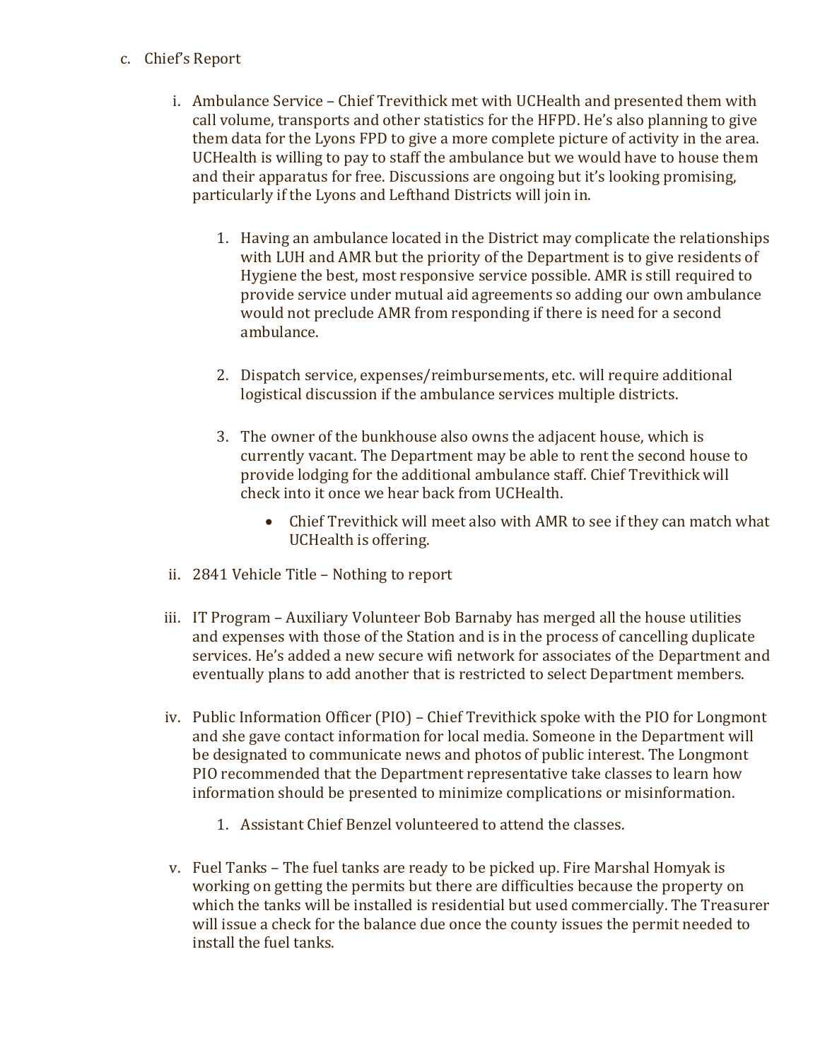c. Chief's Report

   i. Ambulance Service – Chief Trevithick met with UCHealth and presented them with call volume, transports and other statistics for the HFPD. He's also planning to give them data for the Lyons FPD to give a more complete picture of activity in the area. UCHealth is willing to pay to staff the ambulance but we would have to house them and their apparatus for free. Discussions are ongoing but it's looking promising, particularly if the Lyons and Lefthand Districts will join in.

      1. Having an ambulance located in the District may complicate the relationships with LUH and AMR but the priority of the Department is to give residents of Hygiene the best, most responsive service possible. AMR is still required to provide service under mutual aid agreements so adding our own ambulance would not preclude AMR from responding if there is need for a second ambulance.

      2. Dispatch service, expenses/reimbursements, etc. will require additional logistical discussion if the ambulance services multiple districts.

      3. The owner of the bunkhouse also owns the adjacent house, which is currently vacant. The Department may be able to rent the second house to provide lodging for the additional ambulance staff. Chief Trevithick will check into it once we hear back from UCHealth.

         - Chief Trevithick will meet also with AMR to see if they can match what UCHealth is offering.

   ii. 2841 Vehicle Title – Nothing to report

   iii. IT Program – Auxiliary Volunteer Bob Barnaby has merged all the house utilities and expenses with those of the Station and is in the process of cancelling duplicate services. He's added a new secure wifi network for associates of the Department and eventually plans to add another that is restricted to select Department members.

   iv. Public Information Officer (PIO) – Chief Trevithick spoke with the PIO for Longmont and she gave contact information for local media. Someone in the Department will be designated to communicate news and photos of public interest. The Longmont PIO recommended that the Department representative take classes to learn how information should be presented to minimize complications or misinformation.

      1. Assistant Chief Benzel volunteered to attend the classes.

   v. Fuel Tanks – The fuel tanks are ready to be picked up. Fire Marshal Homyak is working on getting the permits but there are difficulties because the property on which the tanks will be installed is residential but used commercially. The Treasurer will issue a check for the balance due once the county issues the permit needed to install the fuel tanks.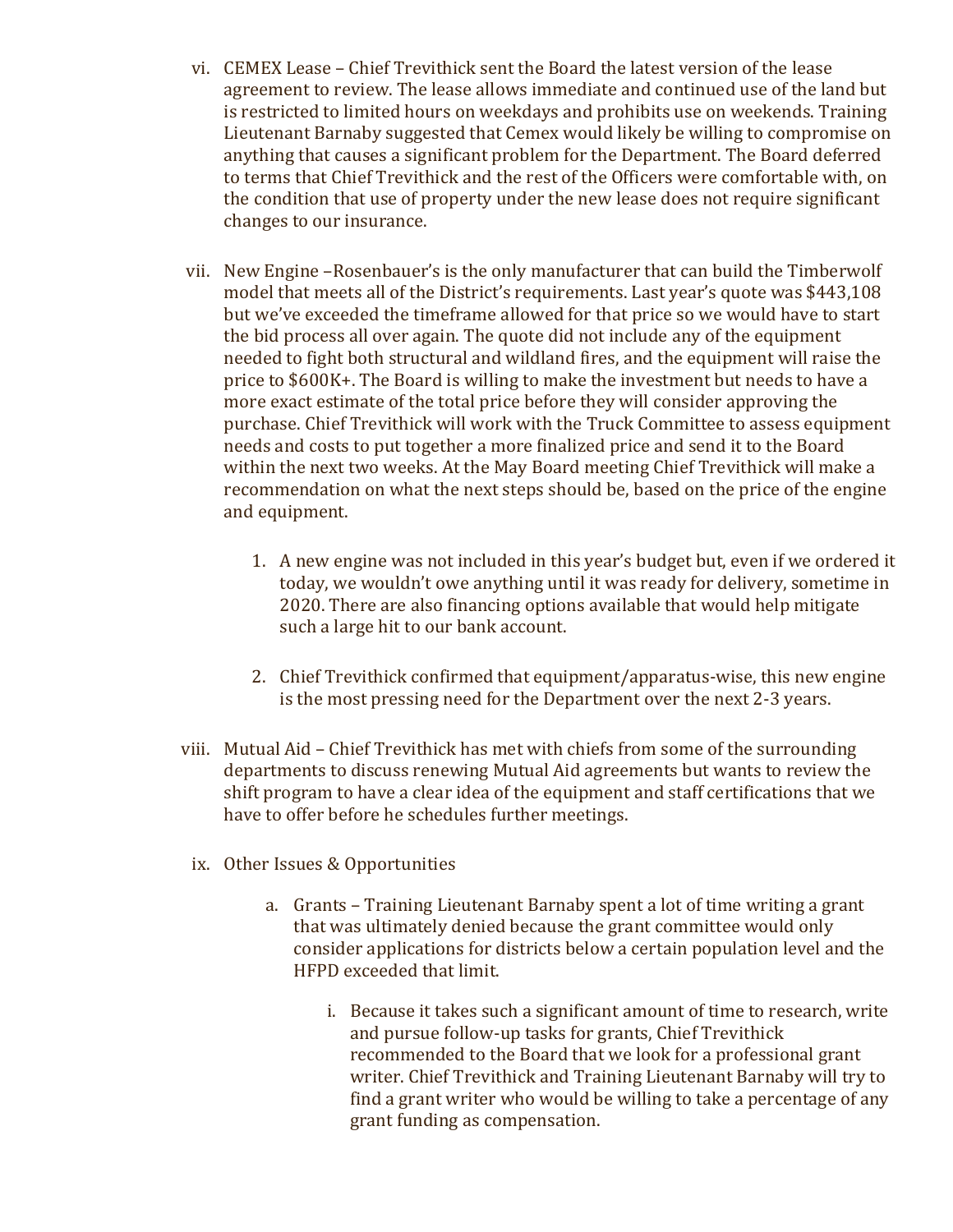vi. CEMEX Lease – Chief Trevithick sent the Board the latest version of the lease agreement to review. The lease allows immediate and continued use of the land but is restricted to limited hours on weekdays and prohibits use on weekends. Training Lieutenant Barnaby suggested that Cemex would likely be willing to compromise on anything that causes a significant problem for the Department. The Board deferred to terms that Chief Trevithick and the rest of the Officers were comfortable with, on the condition that use of property under the new lease does not require significant changes to our insurance.

vii. New Engine –Rosenbauer's is the only manufacturer that can build the Timberwolf model that meets all of the District's requirements. Last year's quote was $443,108 but we've exceeded the timeframe allowed for that price so we would have to start the bid process all over again. The quote did not include any of the equipment needed to fight both structural and wildland fires, and the equipment will raise the price to $600K+. The Board is willing to make the investment but needs to have a more exact estimate of the total price before they will consider approving the purchase. Chief Trevithick will work with the Truck Committee to assess equipment needs and costs to put together a more finalized price and send it to the Board within the next two weeks. At the May Board meeting Chief Trevithick will make a recommendation on what the next steps should be, based on the price of the engine and equipment.

   1. A new engine was not included in this year's budget but, even if we ordered it today, we wouldn't owe anything until it was ready for delivery, sometime in 2020. There are also financing options available that would help mitigate such a large hit to our bank account.

   2. Chief Trevithick confirmed that equipment/apparatus-wise, this new engine is the most pressing need for the Department over the next 2-3 years.

viii. Mutual Aid – Chief Trevithick has met with chiefs from some of the surrounding departments to discuss renewing Mutual Aid agreements but wants to review the shift program to have a clear idea of the equipment and staff certifications that we have to offer before he schedules further meetings.

ix. Other Issues & Opportunities

   a. Grants – Training Lieutenant Barnaby spent a lot of time writing a grant that was ultimately denied because the grant committee would only consider applications for districts below a certain population level and the HFPD exceeded that limit.

      i. Because it takes such a significant amount of time to research, write and pursue follow-up tasks for grants, Chief Trevithick recommended to the Board that we look for a professional grant writer. Chief Trevithick and Training Lieutenant Barnaby will try to find a grant writer who would be willing to take a percentage of any grant funding as compensation.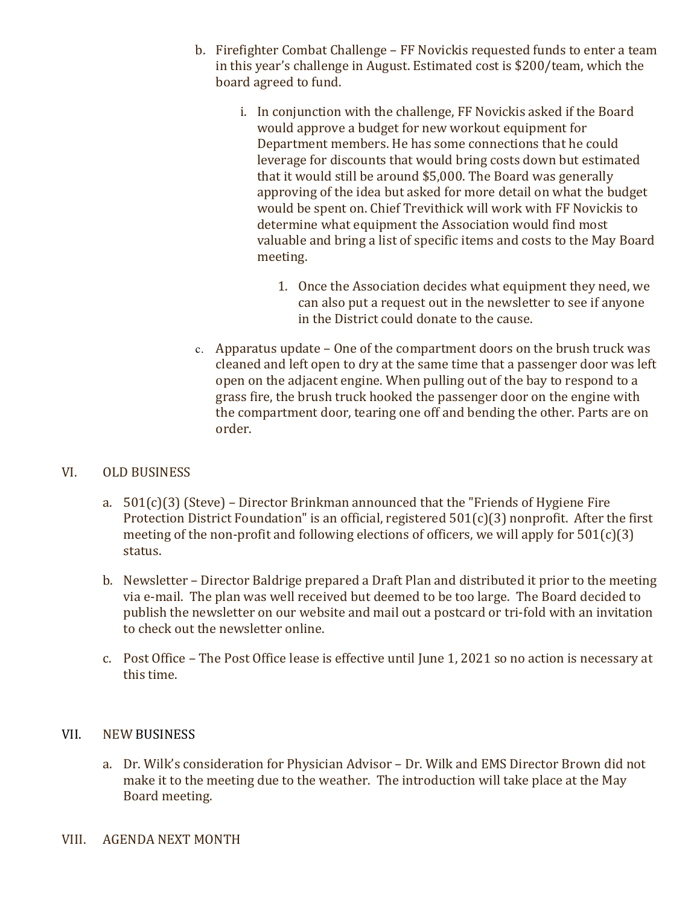b. Firefighter Combat Challenge – FF Novickis requested funds to enter a team in this year's challenge in August. Estimated cost is $200/team, which the board agreed to fund.

   i. In conjunction with the challenge, FF Novickis asked if the Board would approve a budget for new workout equipment for Department members. He has some connections that he could leverage for discounts that would bring costs down but estimated that it would still be around $5,000. The Board was generally approving of the idea but asked for more detail on what the budget would be spent on. Chief Trevithick will work with FF Novickis to determine what equipment the Association would find most valuable and bring a list of specific items and costs to the May Board meeting.

      1. Once the Association decides what equipment they need, we can also put a request out in the newsletter to see if anyone in the District could donate to the cause.

c. Apparatus update – One of the compartment doors on the brush truck was cleaned and left open to dry at the same time that a passenger door was left open on the adjacent engine. When pulling out of the bay to respond to a grass fire, the brush truck hooked the passenger door on the engine with the compartment door, tearing one off and bending the other. Parts are on order.

## VI. OLD BUSINESS

a. 501(c)(3) (Steve) – Director Brinkman announced that the "Friends of Hygiene Fire Protection District Foundation" is an official, registered 501(c)(3) nonprofit. After the first meeting of the non-profit and following elections of officers, we will apply for 501(c)(3) status.

b. Newsletter – Director Baldrige prepared a Draft Plan and distributed it prior to the meeting via e-mail. The plan was well received but deemed to be too large. The Board decided to publish the newsletter on our website and mail out a postcard or tri-fold with an invitation to check out the newsletter online.

c. Post Office – The Post Office lease is effective until June 1, 2021 so no action is necessary at this time.

## VII. NEW BUSINESS

a. Dr. Wilk's consideration for Physician Advisor – Dr. Wilk and EMS Director Brown did not make it to the meeting due to the weather. The introduction will take place at the May Board meeting.

## VIII. AGENDA NEXT MONTH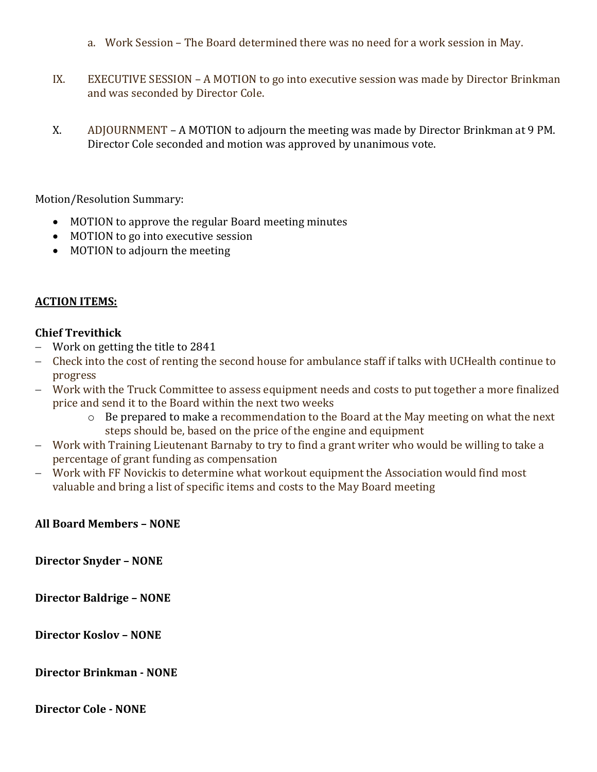a. Work Session – The Board determined there was no need for a work session in May.

IX. EXECUTIVE SESSION – A MOTION to go into executive session was made by Director Brinkman and was seconded by Director Cole.

X. ADJOURNMENT – A MOTION to adjourn the meeting was made by Director Brinkman at 9 PM. Director Cole seconded and motion was approved by unanimous vote.

Motion/Resolution Summary:

- MOTION to approve the regular Board meeting minutes
- MOTION to go into executive session
- MOTION to adjourn the meeting

**<u>ACTION ITEMS:</u>**

**Chief Trevithick**

- Work on getting the title to 2841
- Check into the cost of renting the second house for ambulance staff if talks with UCHealth continue to progress
- Work with the Truck Committee to assess equipment needs and costs to put together a more finalized price and send it to the Board within the next two weeks
  - Be prepared to make a recommendation to the Board at the May meeting on what the next steps should be, based on the price of the engine and equipment
- Work with Training Lieutenant Barnaby to try to find a grant writer who would be willing to take a percentage of grant funding as compensation
- Work with FF Novickis to determine what workout equipment the Association would find most valuable and bring a list of specific items and costs to the May Board meeting

**All Board Members – NONE**

**Director Snyder – NONE**

**Director Baldrige – NONE**

**Director Koslov – NONE**

**Director Brinkman - NONE**

**Director Cole - NONE**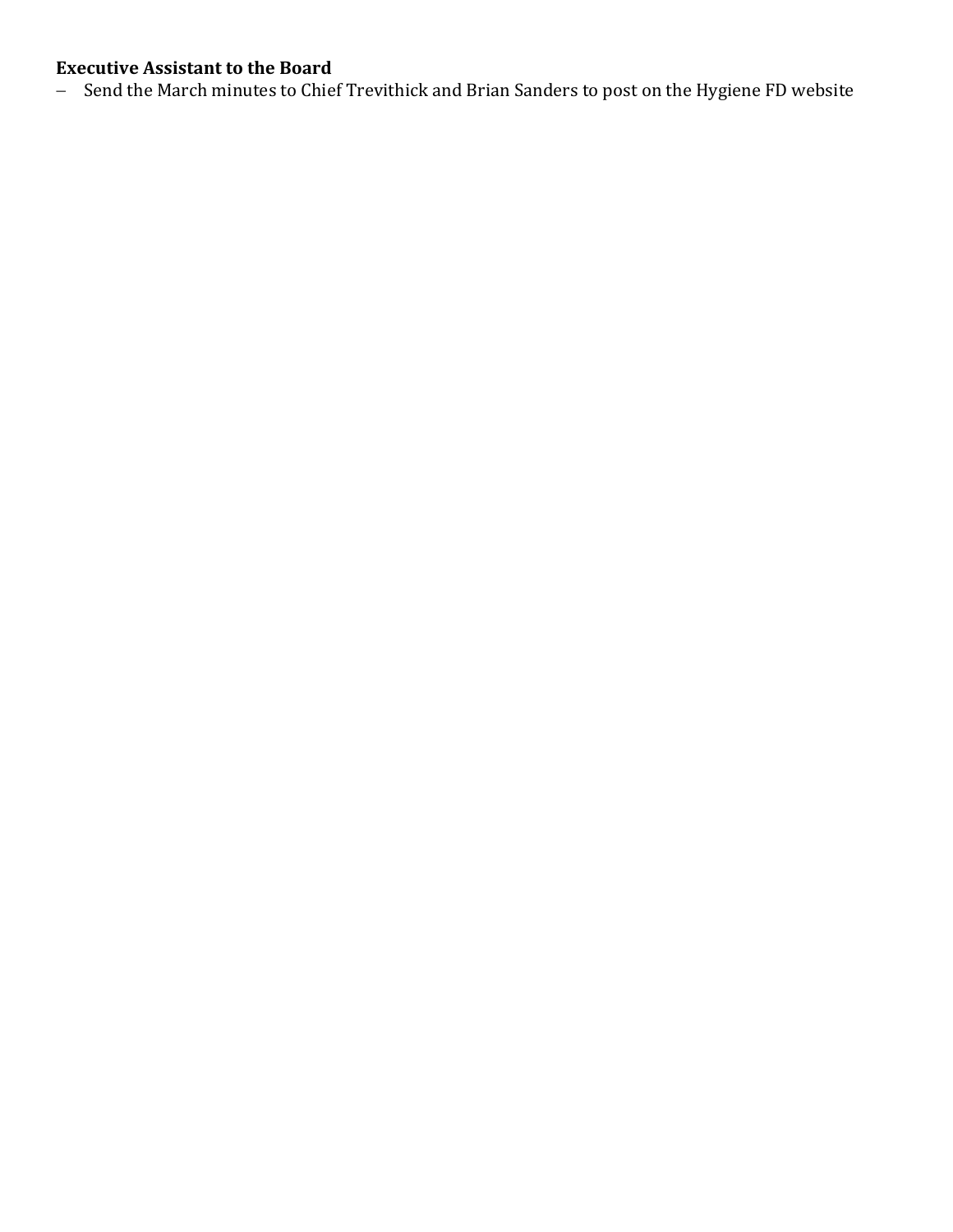**Executive Assistant to the Board**

- Send the March minutes to Chief Trevithick and Brian Sanders to post on the Hygiene FD website